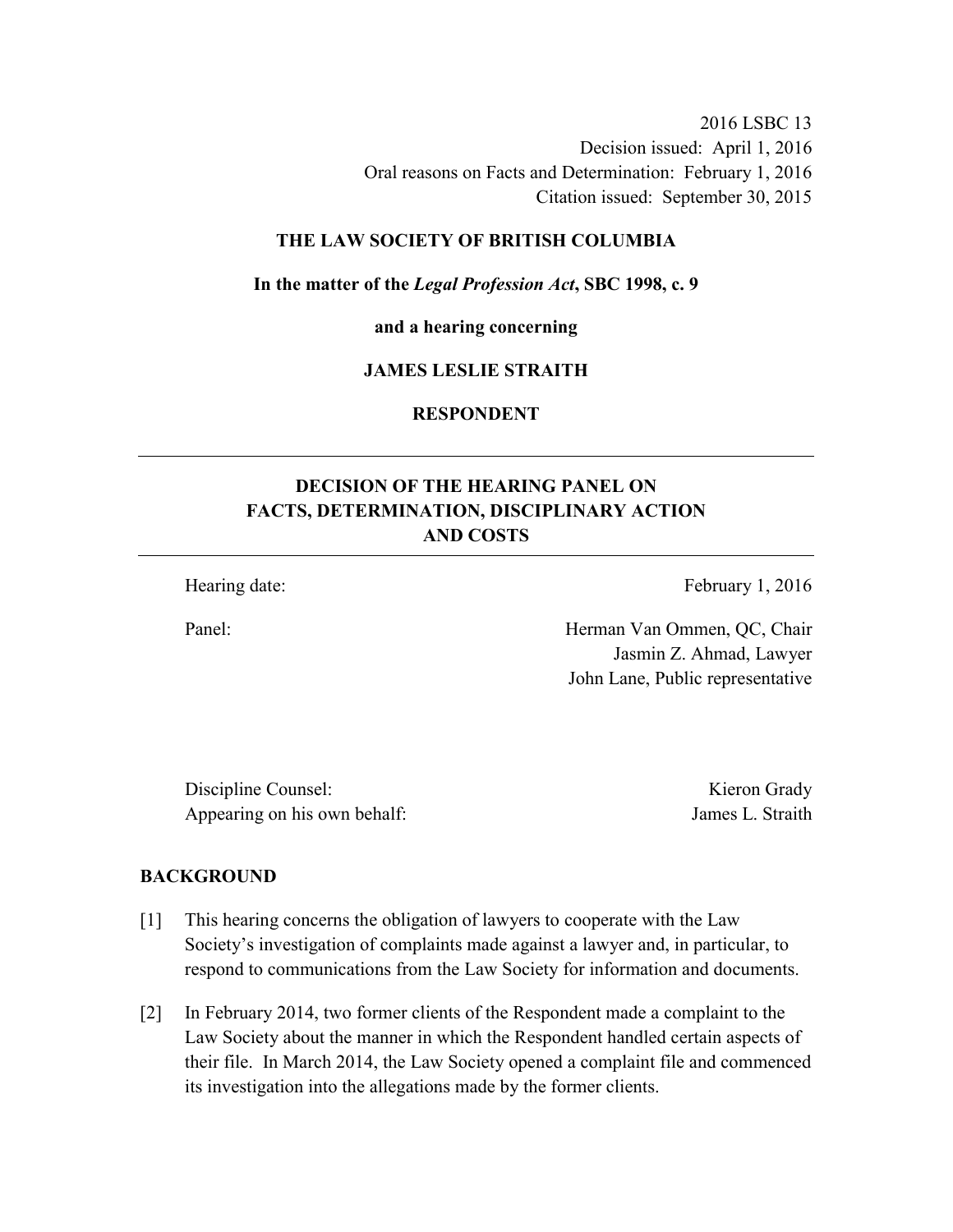2016 LSBC 13
Decision issued: April 1, 2016
Oral reasons on Facts and Determination: February 1, 2016
Citation issued: September 30, 2015

**THE LAW SOCIETY OF BRITISH COLUMBIA**

**In the matter of the *Legal Profession Act*, SBC 1998, c. 9**

**and a hearing concerning**

**JAMES LESLIE STRAITH**

**RESPONDENT**

## DECISION OF THE HEARING PANEL ON FACTS, DETERMINATION, DISCIPLINARY ACTION AND COSTS

Hearing date: February 1, 2016

Panel: Herman Van Ommen, QC, Chair
Jasmin Z. Ahmad, Lawyer
John Lane, Public representative

Discipline Counsel: Kieron Grady
Appearing on his own behalf: James L. Straith

### BACKGROUND

[1] This hearing concerns the obligation of lawyers to cooperate with the Law Society's investigation of complaints made against a lawyer and, in particular, to respond to communications from the Law Society for information and documents.

[2] In February 2014, two former clients of the Respondent made a complaint to the Law Society about the manner in which the Respondent handled certain aspects of their file. In March 2014, the Law Society opened a complaint file and commenced its investigation into the allegations made by the former clients.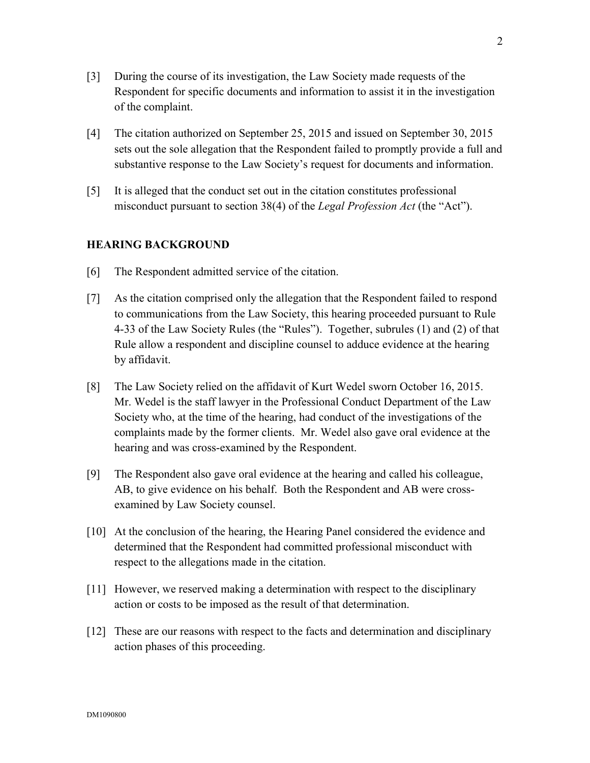[3] During the course of its investigation, the Law Society made requests of the Respondent for specific documents and information to assist it in the investigation of the complaint.

[4] The citation authorized on September 25, 2015 and issued on September 30, 2015 sets out the sole allegation that the Respondent failed to promptly provide a full and substantive response to the Law Society's request for documents and information.

[5] It is alleged that the conduct set out in the citation constitutes professional misconduct pursuant to section 38(4) of the *Legal Profession Act* (the "Act").

## HEARING BACKGROUND

[6] The Respondent admitted service of the citation.

[7] As the citation comprised only the allegation that the Respondent failed to respond to communications from the Law Society, this hearing proceeded pursuant to Rule 4-33 of the Law Society Rules (the "Rules"). Together, subrules (1) and (2) of that Rule allow a respondent and discipline counsel to adduce evidence at the hearing by affidavit.

[8] The Law Society relied on the affidavit of Kurt Wedel sworn October 16, 2015. Mr. Wedel is the staff lawyer in the Professional Conduct Department of the Law Society who, at the time of the hearing, had conduct of the investigations of the complaints made by the former clients. Mr. Wedel also gave oral evidence at the hearing and was cross-examined by the Respondent.

[9] The Respondent also gave oral evidence at the hearing and called his colleague, AB, to give evidence on his behalf. Both the Respondent and AB were cross-examined by Law Society counsel.

[10] At the conclusion of the hearing, the Hearing Panel considered the evidence and determined that the Respondent had committed professional misconduct with respect to the allegations made in the citation.

[11] However, we reserved making a determination with respect to the disciplinary action or costs to be imposed as the result of that determination.

[12] These are our reasons with respect to the facts and determination and disciplinary action phases of this proceeding.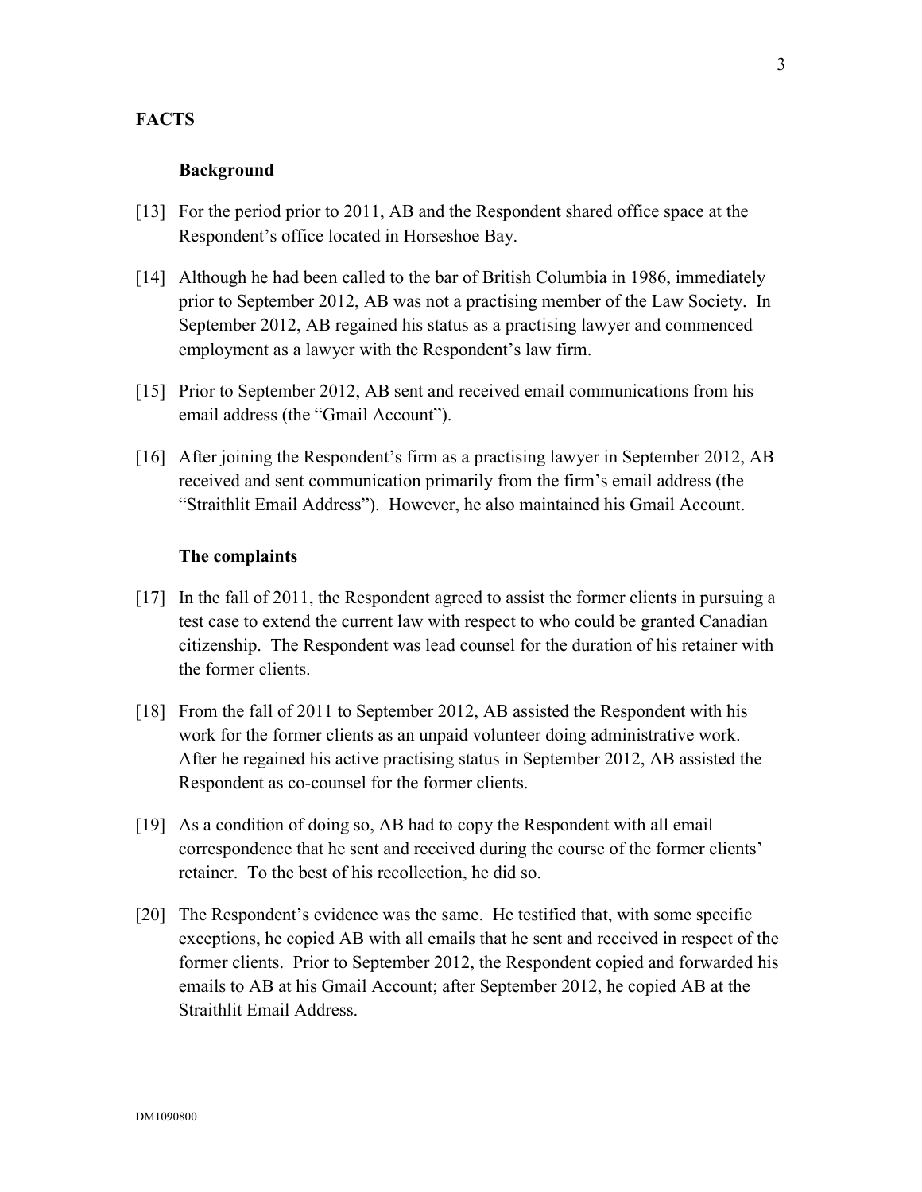## FACTS

### Background

[13] For the period prior to 2011, AB and the Respondent shared office space at the Respondent's office located in Horseshoe Bay.

[14] Although he had been called to the bar of British Columbia in 1986, immediately prior to September 2012, AB was not a practising member of the Law Society. In September 2012, AB regained his status as a practising lawyer and commenced employment as a lawyer with the Respondent's law firm.

[15] Prior to September 2012, AB sent and received email communications from his email address (the "Gmail Account").

[16] After joining the Respondent's firm as a practising lawyer in September 2012, AB received and sent communication primarily from the firm's email address (the "Straithlit Email Address"). However, he also maintained his Gmail Account.

### The complaints

[17] In the fall of 2011, the Respondent agreed to assist the former clients in pursuing a test case to extend the current law with respect to who could be granted Canadian citizenship. The Respondent was lead counsel for the duration of his retainer with the former clients.

[18] From the fall of 2011 to September 2012, AB assisted the Respondent with his work for the former clients as an unpaid volunteer doing administrative work. After he regained his active practising status in September 2012, AB assisted the Respondent as co-counsel for the former clients.

[19] As a condition of doing so, AB had to copy the Respondent with all email correspondence that he sent and received during the course of the former clients' retainer. To the best of his recollection, he did so.

[20] The Respondent's evidence was the same. He testified that, with some specific exceptions, he copied AB with all emails that he sent and received in respect of the former clients. Prior to September 2012, the Respondent copied and forwarded his emails to AB at his Gmail Account; after September 2012, he copied AB at the Straithlit Email Address.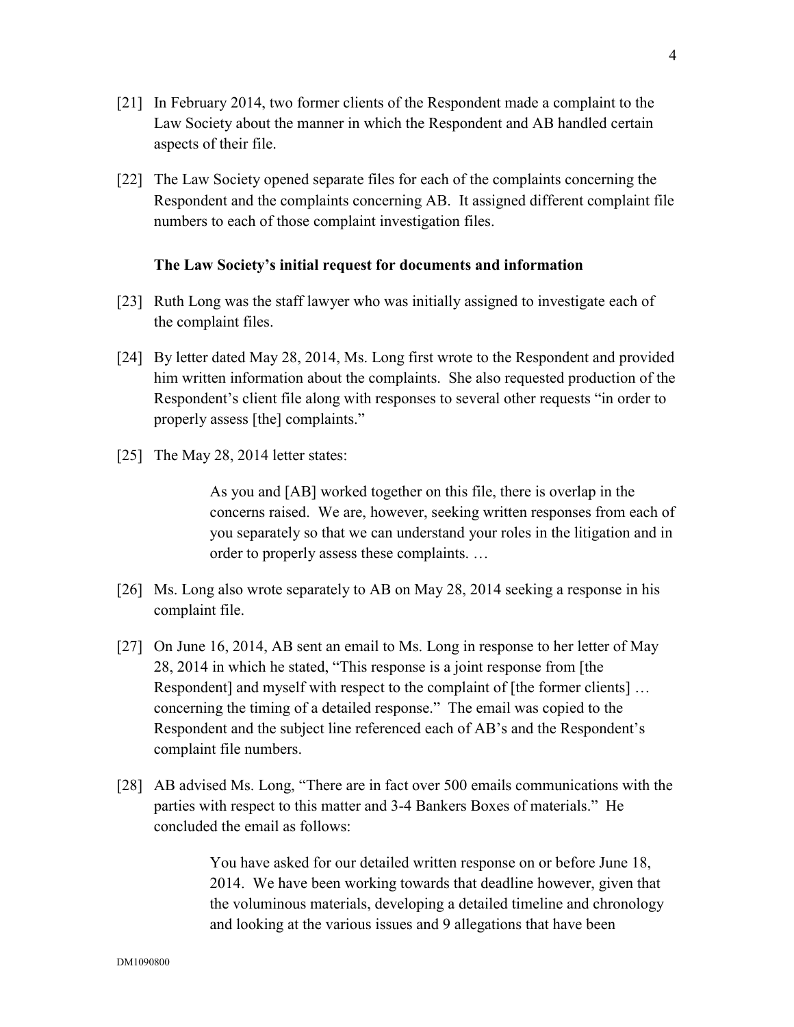[21] In February 2014, two former clients of the Respondent made a complaint to the Law Society about the manner in which the Respondent and AB handled certain aspects of their file.

[22] The Law Society opened separate files for each of the complaints concerning the Respondent and the complaints concerning AB. It assigned different complaint file numbers to each of those complaint investigation files.

### The Law Society's initial request for documents and information

[23] Ruth Long was the staff lawyer who was initially assigned to investigate each of the complaint files.

[24] By letter dated May 28, 2014, Ms. Long first wrote to the Respondent and provided him written information about the complaints. She also requested production of the Respondent's client file along with responses to several other requests "in order to properly assess [the] complaints."

[25] The May 28, 2014 letter states:

> As you and [AB] worked together on this file, there is overlap in the concerns raised. We are, however, seeking written responses from each of you separately so that we can understand your roles in the litigation and in order to properly assess these complaints. …

[26] Ms. Long also wrote separately to AB on May 28, 2014 seeking a response in his complaint file.

[27] On June 16, 2014, AB sent an email to Ms. Long in response to her letter of May 28, 2014 in which he stated, "This response is a joint response from [the Respondent] and myself with respect to the complaint of [the former clients] … concerning the timing of a detailed response." The email was copied to the Respondent and the subject line referenced each of AB's and the Respondent's complaint file numbers.

[28] AB advised Ms. Long, "There are in fact over 500 emails communications with the parties with respect to this matter and 3-4 Bankers Boxes of materials." He concluded the email as follows:

> You have asked for our detailed written response on or before June 18, 2014. We have been working towards that deadline however, given that the voluminous materials, developing a detailed timeline and chronology and looking at the various issues and 9 allegations that have been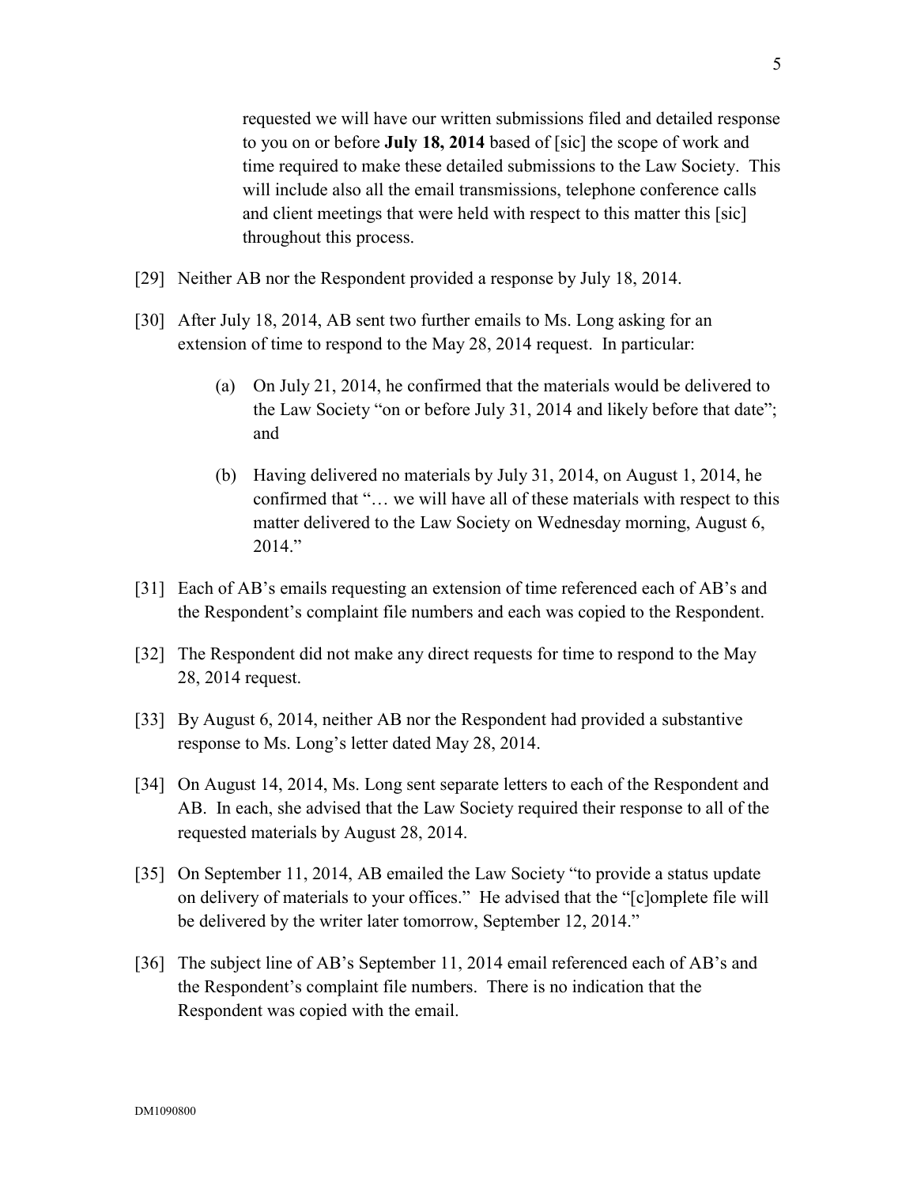> requested we will have our written submissions filed and detailed response to you on or before **July 18, 2014** based of [sic] the scope of work and time required to make these detailed submissions to the Law Society. This will include also all the email transmissions, telephone conference calls and client meetings that were held with respect to this matter this [sic] throughout this process.

[29] Neither AB nor the Respondent provided a response by July 18, 2014.

[30] After July 18, 2014, AB sent two further emails to Ms. Long asking for an extension of time to respond to the May 28, 2014 request. In particular:

> (a) On July 21, 2014, he confirmed that the materials would be delivered to the Law Society "on or before July 31, 2014 and likely before that date"; and
>
> (b) Having delivered no materials by July 31, 2014, on August 1, 2014, he confirmed that "… we will have all of these materials with respect to this matter delivered to the Law Society on Wednesday morning, August 6, 2014."

[31] Each of AB's emails requesting an extension of time referenced each of AB's and the Respondent's complaint file numbers and each was copied to the Respondent.

[32] The Respondent did not make any direct requests for time to respond to the May 28, 2014 request.

[33] By August 6, 2014, neither AB nor the Respondent had provided a substantive response to Ms. Long's letter dated May 28, 2014.

[34] On August 14, 2014, Ms. Long sent separate letters to each of the Respondent and AB. In each, she advised that the Law Society required their response to all of the requested materials by August 28, 2014.

[35] On September 11, 2014, AB emailed the Law Society "to provide a status update on delivery of materials to your offices." He advised that the "[c]omplete file will be delivered by the writer later tomorrow, September 12, 2014."

[36] The subject line of AB's September 11, 2014 email referenced each of AB's and the Respondent's complaint file numbers. There is no indication that the Respondent was copied with the email.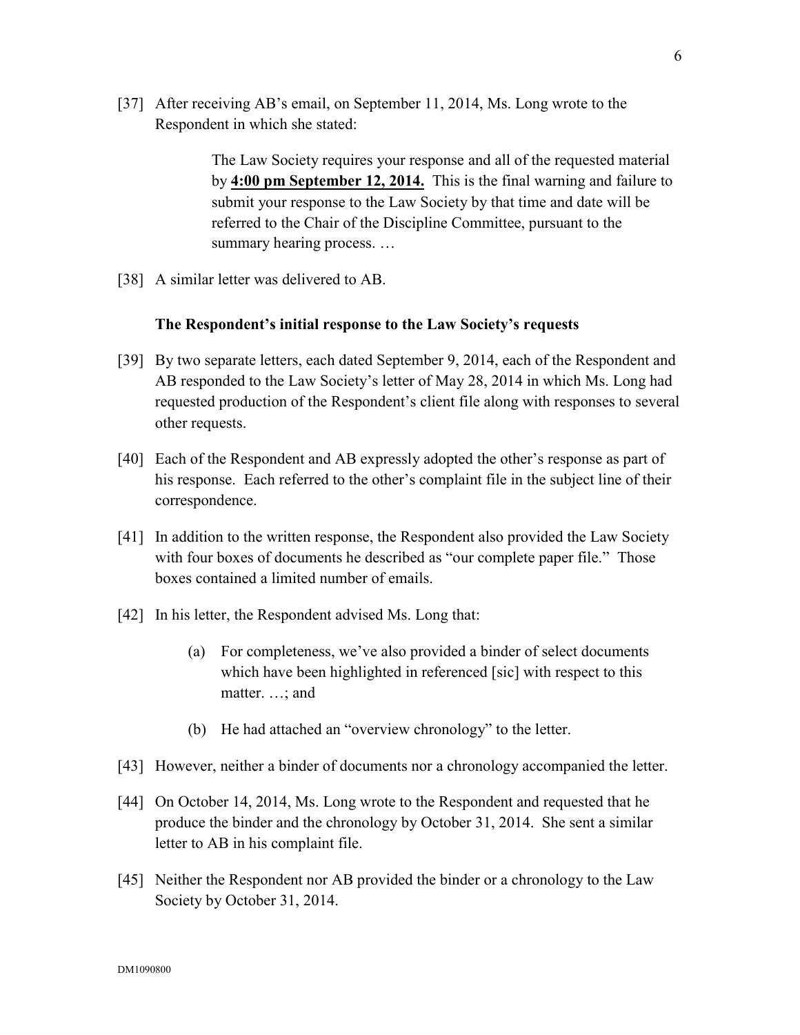[37] After receiving AB's email, on September 11, 2014, Ms. Long wrote to the Respondent in which she stated:

> The Law Society requires your response and all of the requested material by **4:00 pm September 12, 2014.** This is the final warning and failure to submit your response to the Law Society by that time and date will be referred to the Chair of the Discipline Committee, pursuant to the summary hearing process. …

[38] A similar letter was delivered to AB.

### The Respondent's initial response to the Law Society's requests

[39] By two separate letters, each dated September 9, 2014, each of the Respondent and AB responded to the Law Society's letter of May 28, 2014 in which Ms. Long had requested production of the Respondent's client file along with responses to several other requests.

[40] Each of the Respondent and AB expressly adopted the other's response as part of his response. Each referred to the other's complaint file in the subject line of their correspondence.

[41] In addition to the written response, the Respondent also provided the Law Society with four boxes of documents he described as "our complete paper file." Those boxes contained a limited number of emails.

[42] In his letter, the Respondent advised Ms. Long that:

(a) For completeness, we've also provided a binder of select documents which have been highlighted in referenced [sic] with respect to this matter. …; and

(b) He had attached an "overview chronology" to the letter.

[43] However, neither a binder of documents nor a chronology accompanied the letter.

[44] On October 14, 2014, Ms. Long wrote to the Respondent and requested that he produce the binder and the chronology by October 31, 2014. She sent a similar letter to AB in his complaint file.

[45] Neither the Respondent nor AB provided the binder or a chronology to the Law Society by October 31, 2014.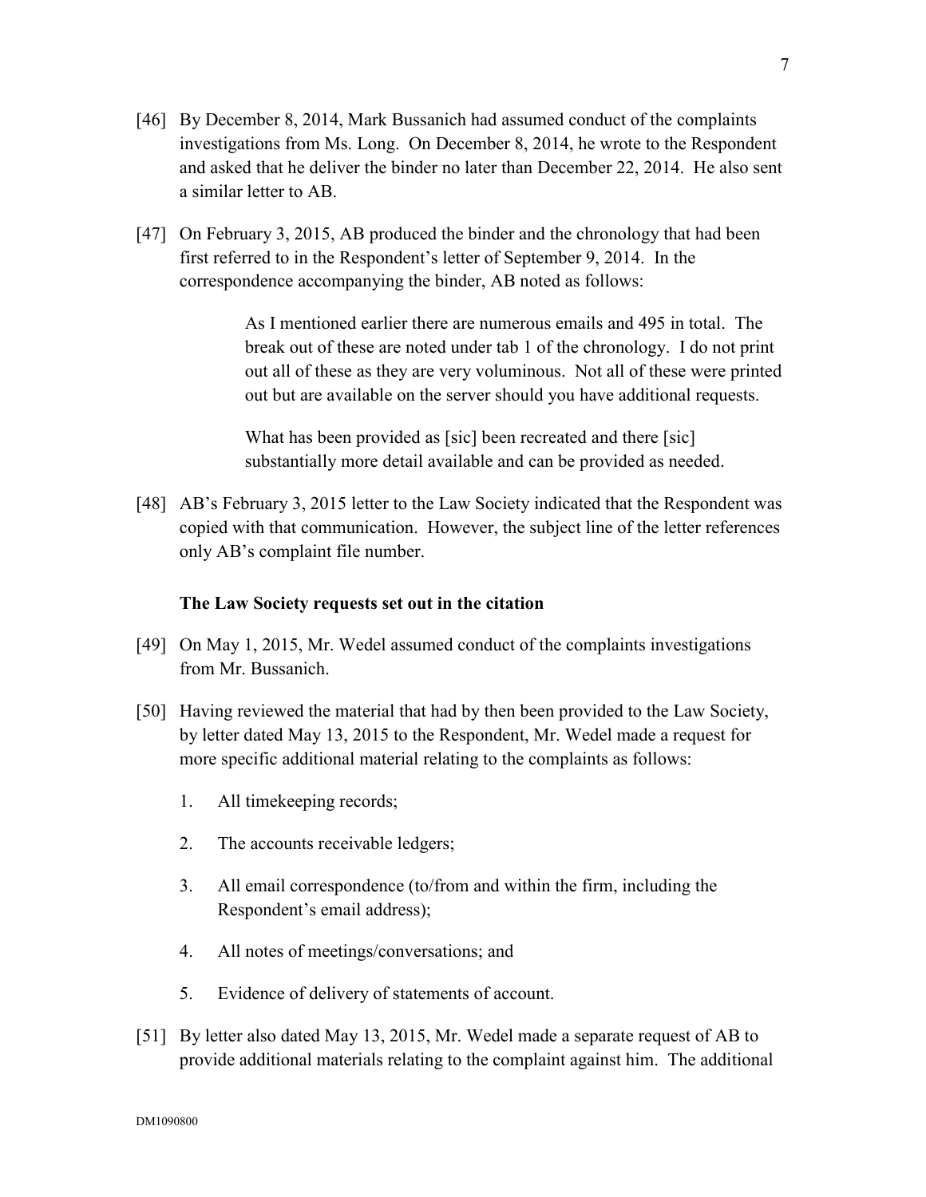[46] By December 8, 2014, Mark Bussanich had assumed conduct of the complaints investigations from Ms. Long. On December 8, 2014, he wrote to the Respondent and asked that he deliver the binder no later than December 22, 2014. He also sent a similar letter to AB.

[47] On February 3, 2015, AB produced the binder and the chronology that had been first referred to in the Respondent's letter of September 9, 2014. In the correspondence accompanying the binder, AB noted as follows:

> As I mentioned earlier there are numerous emails and 495 in total. The break out of these are noted under tab 1 of the chronology. I do not print out all of these as they are very voluminous. Not all of these were printed out but are available on the server should you have additional requests.
>
> What has been provided as [sic] been recreated and there [sic] substantially more detail available and can be provided as needed.

[48] AB's February 3, 2015 letter to the Law Society indicated that the Respondent was copied with that communication. However, the subject line of the letter references only AB's complaint file number.

### The Law Society requests set out in the citation

[49] On May 1, 2015, Mr. Wedel assumed conduct of the complaints investigations from Mr. Bussanich.

[50] Having reviewed the material that had by then been provided to the Law Society, by letter dated May 13, 2015 to the Respondent, Mr. Wedel made a request for more specific additional material relating to the complaints as follows:

1. All timekeeping records;
2. The accounts receivable ledgers;
3. All email correspondence (to/from and within the firm, including the Respondent's email address);
4. All notes of meetings/conversations; and
5. Evidence of delivery of statements of account.

[51] By letter also dated May 13, 2015, Mr. Wedel made a separate request of AB to provide additional materials relating to the complaint against him. The additional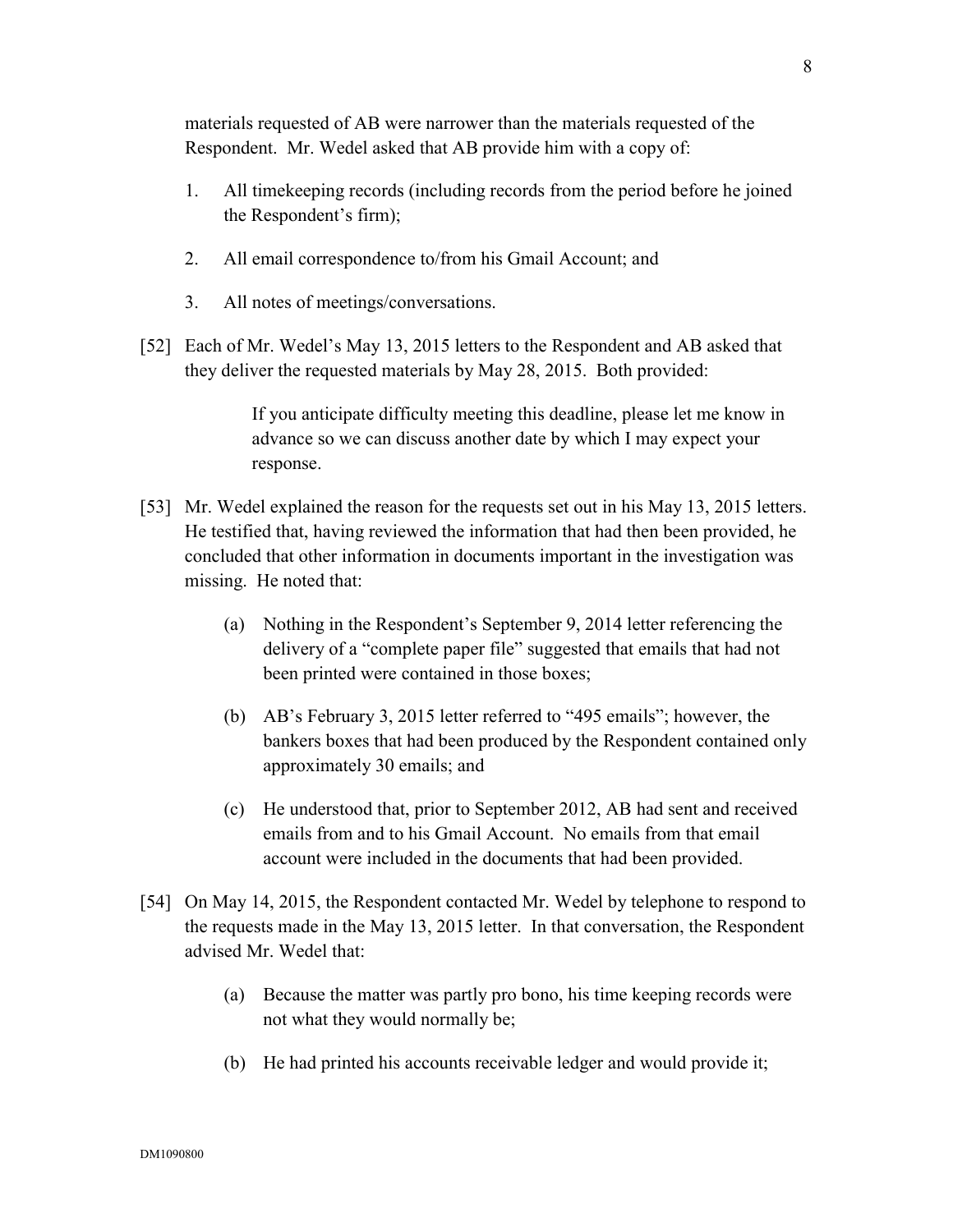materials requested of AB were narrower than the materials requested of the Respondent. Mr. Wedel asked that AB provide him with a copy of:

1. All timekeeping records (including records from the period before he joined the Respondent's firm);
2. All email correspondence to/from his Gmail Account; and
3. All notes of meetings/conversations.

[52] Each of Mr. Wedel's May 13, 2015 letters to the Respondent and AB asked that they deliver the requested materials by May 28, 2015. Both provided:

> If you anticipate difficulty meeting this deadline, please let me know in advance so we can discuss another date by which I may expect your response.

[53] Mr. Wedel explained the reason for the requests set out in his May 13, 2015 letters. He testified that, having reviewed the information that had then been provided, he concluded that other information in documents important in the investigation was missing. He noted that:

(a) Nothing in the Respondent's September 9, 2014 letter referencing the delivery of a "complete paper file" suggested that emails that had not been printed were contained in those boxes;

(b) AB's February 3, 2015 letter referred to "495 emails"; however, the bankers boxes that had been produced by the Respondent contained only approximately 30 emails; and

(c) He understood that, prior to September 2012, AB had sent and received emails from and to his Gmail Account. No emails from that email account were included in the documents that had been provided.

[54] On May 14, 2015, the Respondent contacted Mr. Wedel by telephone to respond to the requests made in the May 13, 2015 letter. In that conversation, the Respondent advised Mr. Wedel that:

(a) Because the matter was partly pro bono, his time keeping records were not what they would normally be;

(b) He had printed his accounts receivable ledger and would provide it;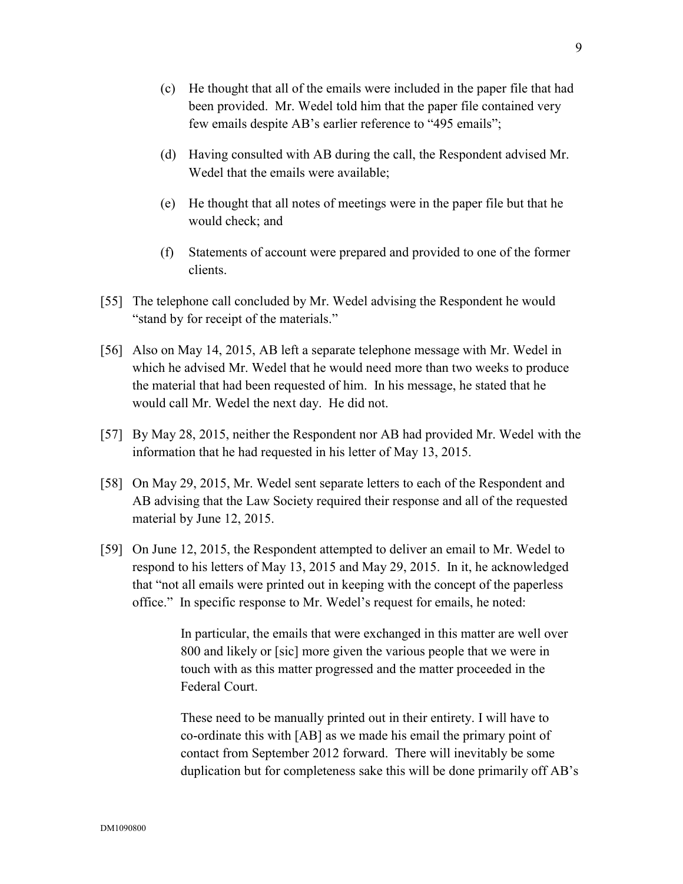- (c) He thought that all of the emails were included in the paper file that had been provided. Mr. Wedel told him that the paper file contained very few emails despite AB's earlier reference to "495 emails";
- (d) Having consulted with AB during the call, the Respondent advised Mr. Wedel that the emails were available;
- (e) He thought that all notes of meetings were in the paper file but that he would check; and
- (f) Statements of account were prepared and provided to one of the former clients.

[55] The telephone call concluded by Mr. Wedel advising the Respondent he would "stand by for receipt of the materials."

[56] Also on May 14, 2015, AB left a separate telephone message with Mr. Wedel in which he advised Mr. Wedel that he would need more than two weeks to produce the material that had been requested of him. In his message, he stated that he would call Mr. Wedel the next day. He did not.

[57] By May 28, 2015, neither the Respondent nor AB had provided Mr. Wedel with the information that he had requested in his letter of May 13, 2015.

[58] On May 29, 2015, Mr. Wedel sent separate letters to each of the Respondent and AB advising that the Law Society required their response and all of the requested material by June 12, 2015.

[59] On June 12, 2015, the Respondent attempted to deliver an email to Mr. Wedel to respond to his letters of May 13, 2015 and May 29, 2015. In it, he acknowledged that "not all emails were printed out in keeping with the concept of the paperless office." In specific response to Mr. Wedel's request for emails, he noted:

> In particular, the emails that were exchanged in this matter are well over 800 and likely or [sic] more given the various people that we were in touch with as this matter progressed and the matter proceeded in the Federal Court.
>
> These need to be manually printed out in their entirety. I will have to co-ordinate this with [AB] as we made his email the primary point of contact from September 2012 forward. There will inevitably be some duplication but for completeness sake this will be done primarily off AB's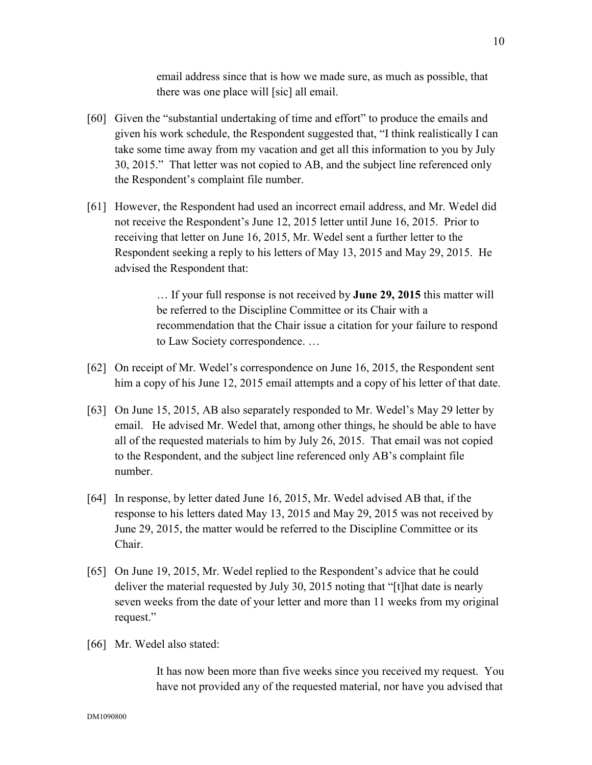> email address since that is how we made sure, as much as possible, that there was one place will [sic] all email.

[60] Given the "substantial undertaking of time and effort" to produce the emails and given his work schedule, the Respondent suggested that, "I think realistically I can take some time away from my vacation and get all this information to you by July 30, 2015." That letter was not copied to AB, and the subject line referenced only the Respondent's complaint file number.

[61] However, the Respondent had used an incorrect email address, and Mr. Wedel did not receive the Respondent's June 12, 2015 letter until June 16, 2015. Prior to receiving that letter on June 16, 2015, Mr. Wedel sent a further letter to the Respondent seeking a reply to his letters of May 13, 2015 and May 29, 2015. He advised the Respondent that:

> … If your full response is not received by **June 29, 2015** this matter will be referred to the Discipline Committee or its Chair with a recommendation that the Chair issue a citation for your failure to respond to Law Society correspondence. …

[62] On receipt of Mr. Wedel's correspondence on June 16, 2015, the Respondent sent him a copy of his June 12, 2015 email attempts and a copy of his letter of that date.

[63] On June 15, 2015, AB also separately responded to Mr. Wedel's May 29 letter by email. He advised Mr. Wedel that, among other things, he should be able to have all of the requested materials to him by July 26, 2015. That email was not copied to the Respondent, and the subject line referenced only AB's complaint file number.

[64] In response, by letter dated June 16, 2015, Mr. Wedel advised AB that, if the response to his letters dated May 13, 2015 and May 29, 2015 was not received by June 29, 2015, the matter would be referred to the Discipline Committee or its Chair.

[65] On June 19, 2015, Mr. Wedel replied to the Respondent's advice that he could deliver the material requested by July 30, 2015 noting that "[t]hat date is nearly seven weeks from the date of your letter and more than 11 weeks from my original request."

[66] Mr. Wedel also stated:

> It has now been more than five weeks since you received my request. You have not provided any of the requested material, nor have you advised that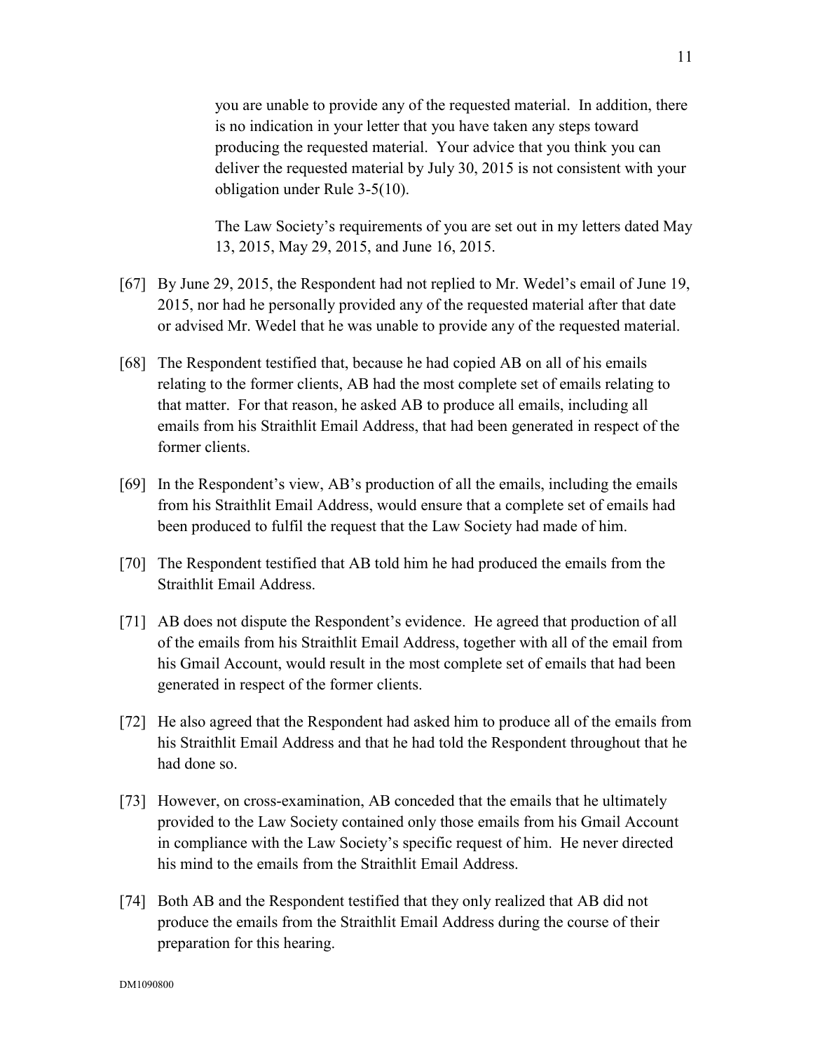> you are unable to provide any of the requested material. In addition, there is no indication in your letter that you have taken any steps toward producing the requested material. Your advice that you think you can deliver the requested material by July 30, 2015 is not consistent with your obligation under Rule 3-5(10).
>
> The Law Society's requirements of you are set out in my letters dated May 13, 2015, May 29, 2015, and June 16, 2015.

[67] By June 29, 2015, the Respondent had not replied to Mr. Wedel's email of June 19, 2015, nor had he personally provided any of the requested material after that date or advised Mr. Wedel that he was unable to provide any of the requested material.

[68] The Respondent testified that, because he had copied AB on all of his emails relating to the former clients, AB had the most complete set of emails relating to that matter. For that reason, he asked AB to produce all emails, including all emails from his Straithlit Email Address, that had been generated in respect of the former clients.

[69] In the Respondent's view, AB's production of all the emails, including the emails from his Straithlit Email Address, would ensure that a complete set of emails had been produced to fulfil the request that the Law Society had made of him.

[70] The Respondent testified that AB told him he had produced the emails from the Straithlit Email Address.

[71] AB does not dispute the Respondent's evidence. He agreed that production of all of the emails from his Straithlit Email Address, together with all of the email from his Gmail Account, would result in the most complete set of emails that had been generated in respect of the former clients.

[72] He also agreed that the Respondent had asked him to produce all of the emails from his Straithlit Email Address and that he had told the Respondent throughout that he had done so.

[73] However, on cross-examination, AB conceded that the emails that he ultimately provided to the Law Society contained only those emails from his Gmail Account in compliance with the Law Society's specific request of him. He never directed his mind to the emails from the Straithlit Email Address.

[74] Both AB and the Respondent testified that they only realized that AB did not produce the emails from the Straithlit Email Address during the course of their preparation for this hearing.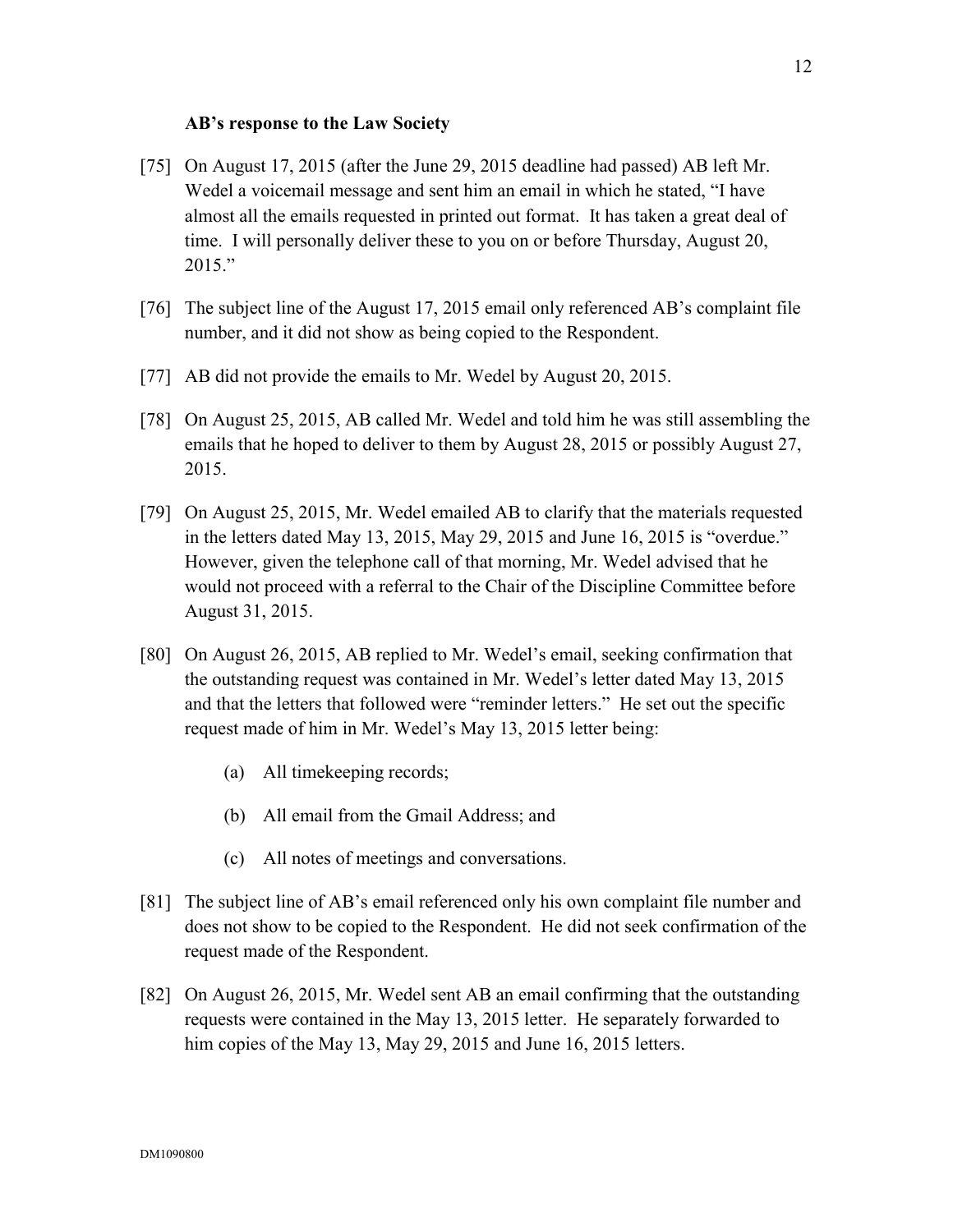**AB's response to the Law Society**

[75] On August 17, 2015 (after the June 29, 2015 deadline had passed) AB left Mr. Wedel a voicemail message and sent him an email in which he stated, "I have almost all the emails requested in printed out format. It has taken a great deal of time. I will personally deliver these to you on or before Thursday, August 20, 2015."

[76] The subject line of the August 17, 2015 email only referenced AB's complaint file number, and it did not show as being copied to the Respondent.

[77] AB did not provide the emails to Mr. Wedel by August 20, 2015.

[78] On August 25, 2015, AB called Mr. Wedel and told him he was still assembling the emails that he hoped to deliver to them by August 28, 2015 or possibly August 27, 2015.

[79] On August 25, 2015, Mr. Wedel emailed AB to clarify that the materials requested in the letters dated May 13, 2015, May 29, 2015 and June 16, 2015 is "overdue." However, given the telephone call of that morning, Mr. Wedel advised that he would not proceed with a referral to the Chair of the Discipline Committee before August 31, 2015.

[80] On August 26, 2015, AB replied to Mr. Wedel's email, seeking confirmation that the outstanding request was contained in Mr. Wedel's letter dated May 13, 2015 and that the letters that followed were "reminder letters." He set out the specific request made of him in Mr. Wedel's May 13, 2015 letter being:

(a) All timekeeping records;

(b) All email from the Gmail Address; and

(c) All notes of meetings and conversations.

[81] The subject line of AB's email referenced only his own complaint file number and does not show to be copied to the Respondent. He did not seek confirmation of the request made of the Respondent.

[82] On August 26, 2015, Mr. Wedel sent AB an email confirming that the outstanding requests were contained in the May 13, 2015 letter. He separately forwarded to him copies of the May 13, May 29, 2015 and June 16, 2015 letters.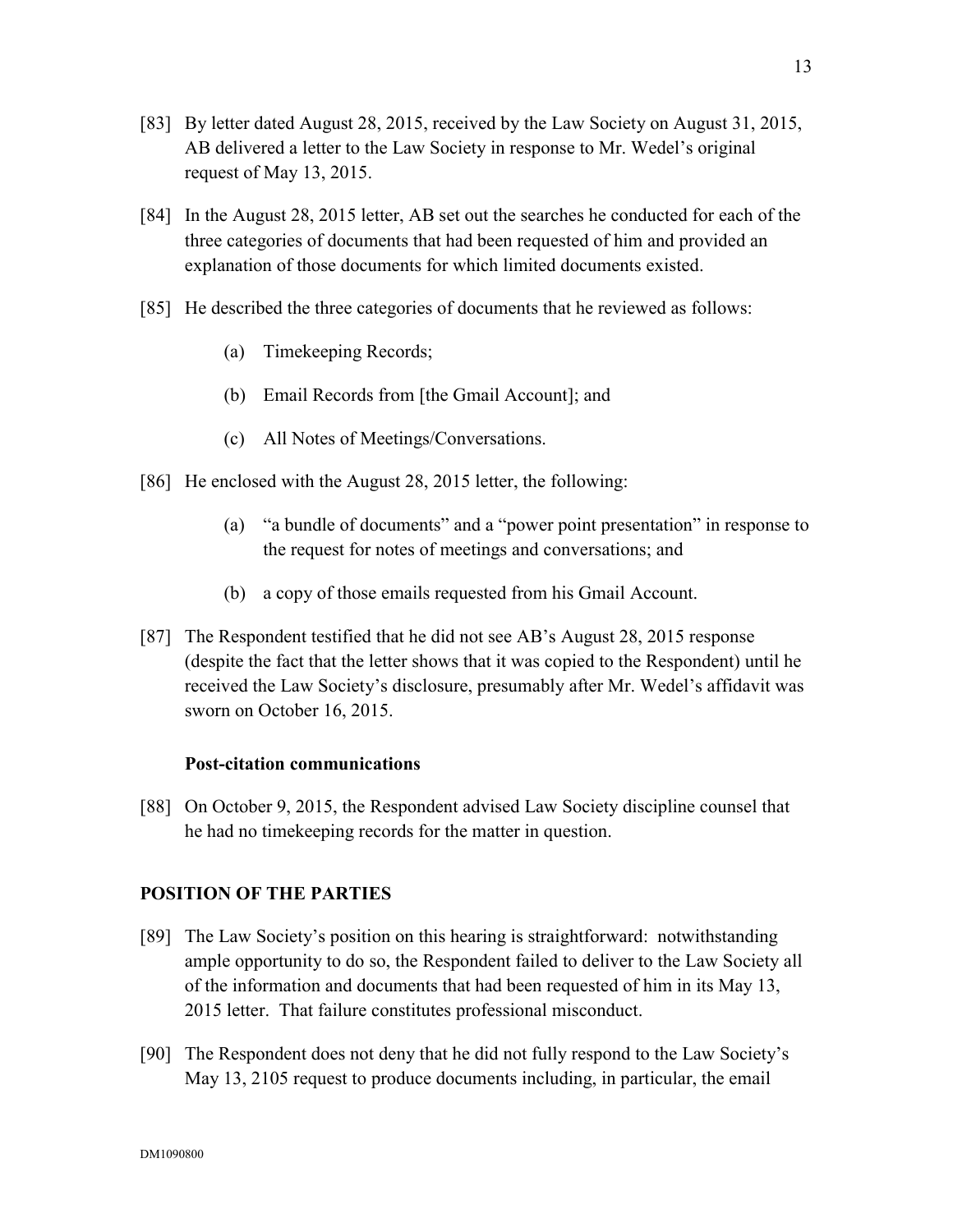[83] By letter dated August 28, 2015, received by the Law Society on August 31, 2015, AB delivered a letter to the Law Society in response to Mr. Wedel's original request of May 13, 2015.

[84] In the August 28, 2015 letter, AB set out the searches he conducted for each of the three categories of documents that had been requested of him and provided an explanation of those documents for which limited documents existed.

[85] He described the three categories of documents that he reviewed as follows:

(a) Timekeeping Records;

(b) Email Records from [the Gmail Account]; and

(c) All Notes of Meetings/Conversations.

[86] He enclosed with the August 28, 2015 letter, the following:

(a) "a bundle of documents" and a "power point presentation" in response to the request for notes of meetings and conversations; and

(b) a copy of those emails requested from his Gmail Account.

[87] The Respondent testified that he did not see AB's August 28, 2015 response (despite the fact that the letter shows that it was copied to the Respondent) until he received the Law Society's disclosure, presumably after Mr. Wedel's affidavit was sworn on October 16, 2015.

**Post-citation communications**

[88] On October 9, 2015, the Respondent advised Law Society discipline counsel that he had no timekeeping records for the matter in question.

## POSITION OF THE PARTIES

[89] The Law Society's position on this hearing is straightforward: notwithstanding ample opportunity to do so, the Respondent failed to deliver to the Law Society all of the information and documents that had been requested of him in its May 13, 2015 letter. That failure constitutes professional misconduct.

[90] The Respondent does not deny that he did not fully respond to the Law Society's May 13, 2105 request to produce documents including, in particular, the email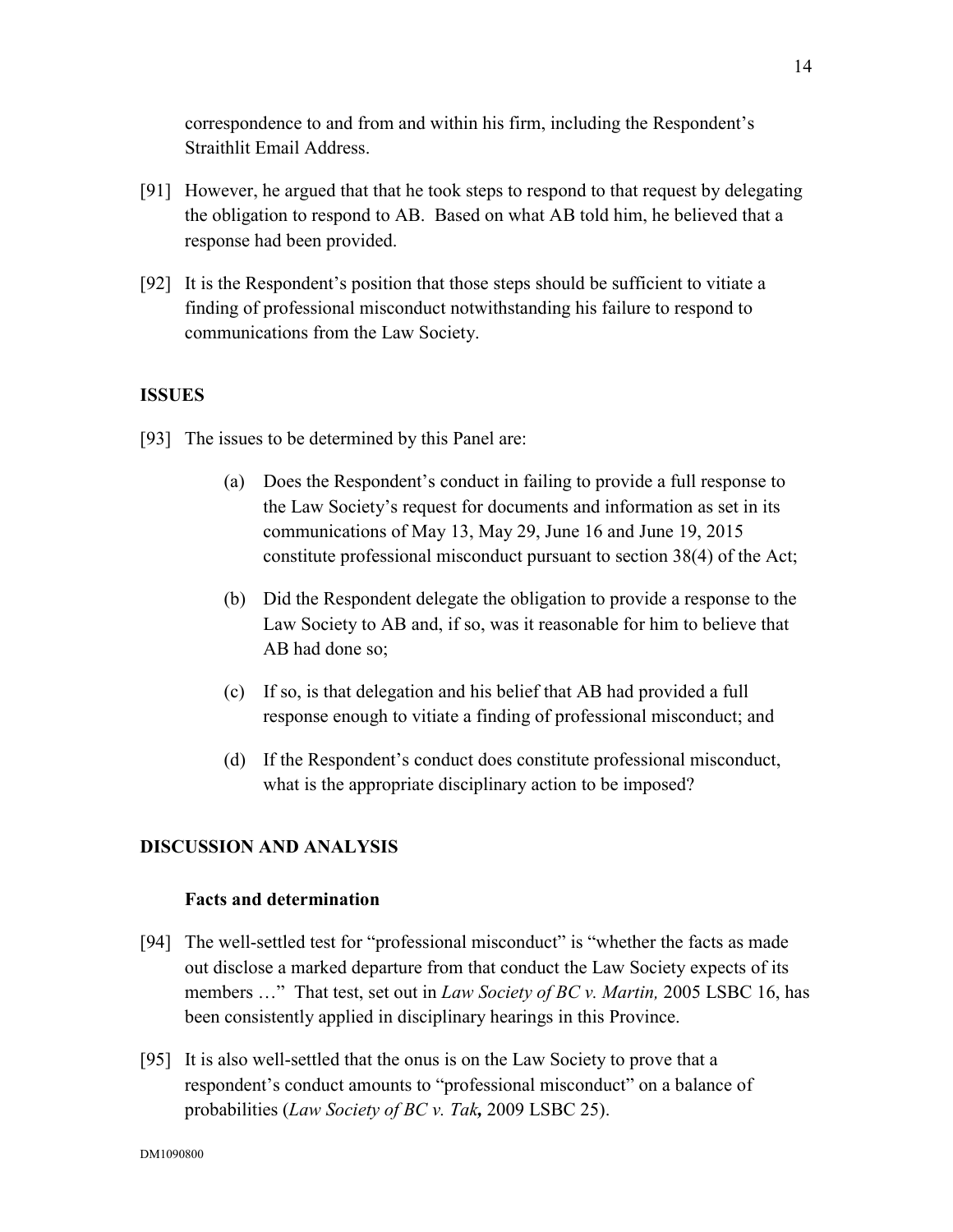correspondence to and from and within his firm, including the Respondent's Straithlit Email Address.

[91] However, he argued that that he took steps to respond to that request by delegating the obligation to respond to AB. Based on what AB told him, he believed that a response had been provided.

[92] It is the Respondent's position that those steps should be sufficient to vitiate a finding of professional misconduct notwithstanding his failure to respond to communications from the Law Society.

## ISSUES

[93] The issues to be determined by this Panel are:

> (a) Does the Respondent's conduct in failing to provide a full response to the Law Society's request for documents and information as set in its communications of May 13, May 29, June 16 and June 19, 2015 constitute professional misconduct pursuant to section 38(4) of the Act;
>
> (b) Did the Respondent delegate the obligation to provide a response to the Law Society to AB and, if so, was it reasonable for him to believe that AB had done so;
>
> (c) If so, is that delegation and his belief that AB had provided a full response enough to vitiate a finding of professional misconduct; and
>
> (d) If the Respondent's conduct does constitute professional misconduct, what is the appropriate disciplinary action to be imposed?

## DISCUSSION AND ANALYSIS

### Facts and determination

[94] The well-settled test for "professional misconduct" is "whether the facts as made out disclose a marked departure from that conduct the Law Society expects of its members …" That test, set out in *Law Society of BC v. Martin,* 2005 LSBC 16, has been consistently applied in disciplinary hearings in this Province.

[95] It is also well-settled that the onus is on the Law Society to prove that a respondent's conduct amounts to "professional misconduct" on a balance of probabilities (*Law Society of BC v. Tak,* 2009 LSBC 25).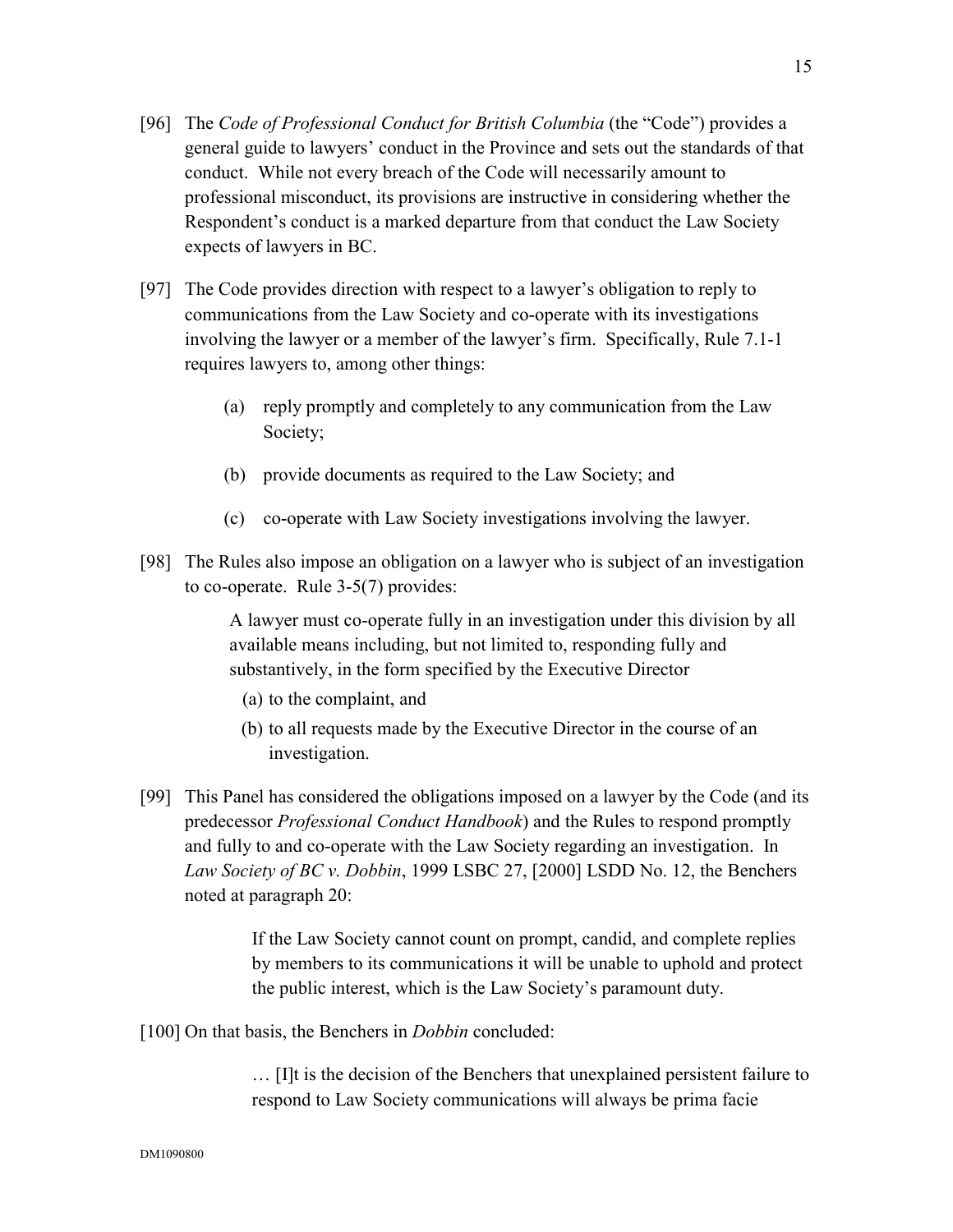[96] The *Code of Professional Conduct for British Columbia* (the "Code") provides a general guide to lawyers' conduct in the Province and sets out the standards of that conduct. While not every breach of the Code will necessarily amount to professional misconduct, its provisions are instructive in considering whether the Respondent's conduct is a marked departure from that conduct the Law Society expects of lawyers in BC.

[97] The Code provides direction with respect to a lawyer's obligation to reply to communications from the Law Society and co-operate with its investigations involving the lawyer or a member of the lawyer's firm. Specifically, Rule 7.1-1 requires lawyers to, among other things:

> (a) reply promptly and completely to any communication from the Law Society;
>
> (b) provide documents as required to the Law Society; and
>
> (c) co-operate with Law Society investigations involving the lawyer.

[98] The Rules also impose an obligation on a lawyer who is subject of an investigation to co-operate. Rule 3-5(7) provides:

> A lawyer must co-operate fully in an investigation under this division by all available means including, but not limited to, responding fully and substantively, in the form specified by the Executive Director
>
> (a) to the complaint, and
>
> (b) to all requests made by the Executive Director in the course of an investigation.

[99] This Panel has considered the obligations imposed on a lawyer by the Code (and its predecessor *Professional Conduct Handbook*) and the Rules to respond promptly and fully to and co-operate with the Law Society regarding an investigation. In *Law Society of BC v. Dobbin*, 1999 LSBC 27, [2000] LSDD No. 12, the Benchers noted at paragraph 20:

> If the Law Society cannot count on prompt, candid, and complete replies by members to its communications it will be unable to uphold and protect the public interest, which is the Law Society's paramount duty.

[100] On that basis, the Benchers in *Dobbin* concluded:

> … [I]t is the decision of the Benchers that unexplained persistent failure to respond to Law Society communications will always be prima facie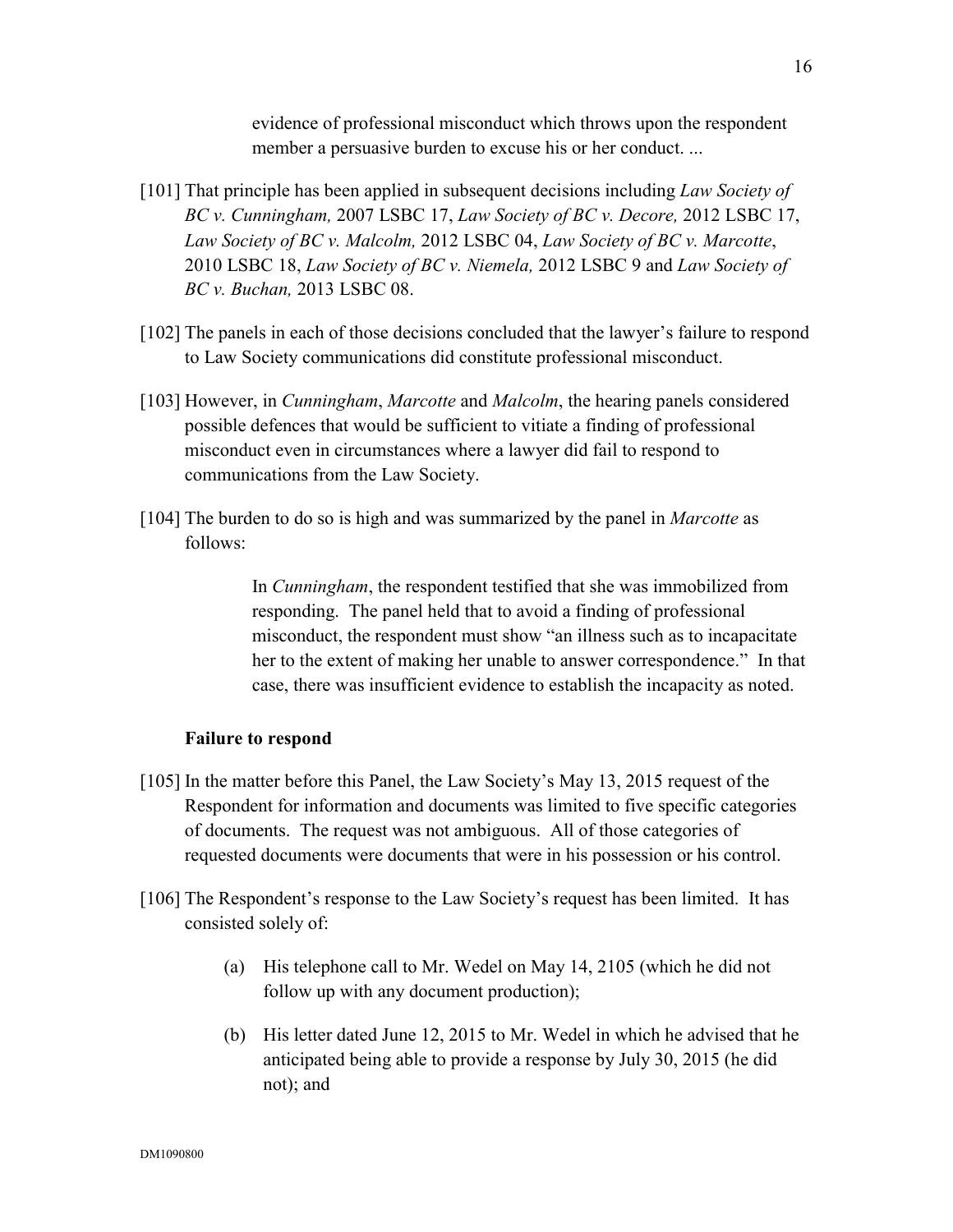> evidence of professional misconduct which throws upon the respondent member a persuasive burden to excuse his or her conduct. ...

[101] That principle has been applied in subsequent decisions including *Law Society of BC v. Cunningham,* 2007 LSBC 17, *Law Society of BC v. Decore,* 2012 LSBC 17, *Law Society of BC v. Malcolm,* 2012 LSBC 04, *Law Society of BC v. Marcotte*, 2010 LSBC 18, *Law Society of BC v. Niemela,* 2012 LSBC 9 and *Law Society of BC v. Buchan,* 2013 LSBC 08.

[102] The panels in each of those decisions concluded that the lawyer's failure to respond to Law Society communications did constitute professional misconduct.

[103] However, in *Cunningham*, *Marcotte* and *Malcolm*, the hearing panels considered possible defences that would be sufficient to vitiate a finding of professional misconduct even in circumstances where a lawyer did fail to respond to communications from the Law Society.

[104] The burden to do so is high and was summarized by the panel in *Marcotte* as follows:

> In *Cunningham*, the respondent testified that she was immobilized from responding. The panel held that to avoid a finding of professional misconduct, the respondent must show "an illness such as to incapacitate her to the extent of making her unable to answer correspondence." In that case, there was insufficient evidence to establish the incapacity as noted.

**Failure to respond**

[105] In the matter before this Panel, the Law Society's May 13, 2015 request of the Respondent for information and documents was limited to five specific categories of documents. The request was not ambiguous. All of those categories of requested documents were documents that were in his possession or his control.

[106] The Respondent's response to the Law Society's request has been limited. It has consisted solely of:

(a) His telephone call to Mr. Wedel on May 14, 2105 (which he did not follow up with any document production);

(b) His letter dated June 12, 2015 to Mr. Wedel in which he advised that he anticipated being able to provide a response by July 30, 2015 (he did not); and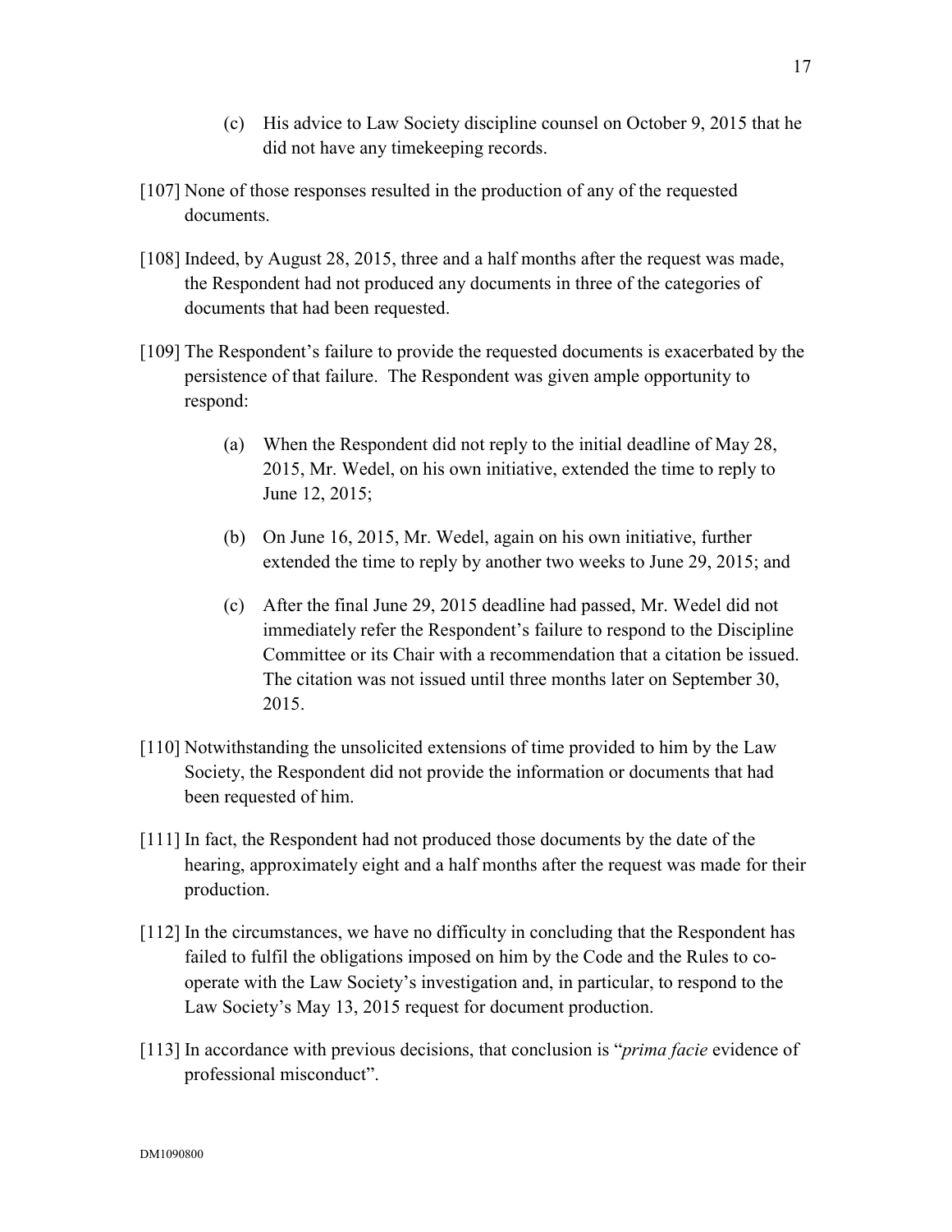(c) His advice to Law Society discipline counsel on October 9, 2015 that he did not have any timekeeping records.

[107] None of those responses resulted in the production of any of the requested documents.

[108] Indeed, by August 28, 2015, three and a half months after the request was made, the Respondent had not produced any documents in three of the categories of documents that had been requested.

[109] The Respondent's failure to provide the requested documents is exacerbated by the persistence of that failure. The Respondent was given ample opportunity to respond:

(a) When the Respondent did not reply to the initial deadline of May 28, 2015, Mr. Wedel, on his own initiative, extended the time to reply to June 12, 2015;

(b) On June 16, 2015, Mr. Wedel, again on his own initiative, further extended the time to reply by another two weeks to June 29, 2015; and

(c) After the final June 29, 2015 deadline had passed, Mr. Wedel did not immediately refer the Respondent's failure to respond to the Discipline Committee or its Chair with a recommendation that a citation be issued. The citation was not issued until three months later on September 30, 2015.

[110] Notwithstanding the unsolicited extensions of time provided to him by the Law Society, the Respondent did not provide the information or documents that had been requested of him.

[111] In fact, the Respondent had not produced those documents by the date of the hearing, approximately eight and a half months after the request was made for their production.

[112] In the circumstances, we have no difficulty in concluding that the Respondent has failed to fulfil the obligations imposed on him by the Code and the Rules to co-operate with the Law Society's investigation and, in particular, to respond to the Law Society's May 13, 2015 request for document production.

[113] In accordance with previous decisions, that conclusion is "*prima facie* evidence of professional misconduct".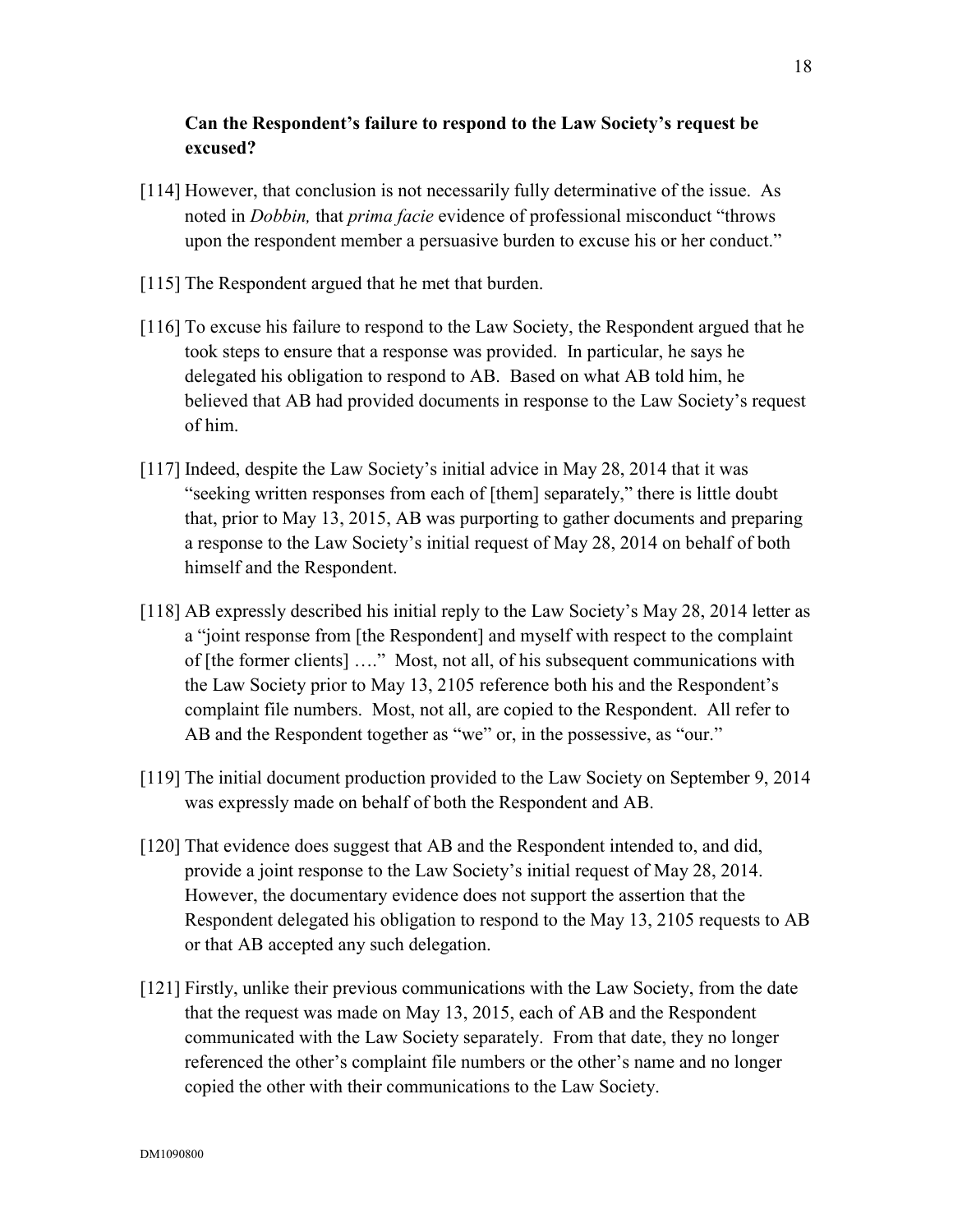**Can the Respondent's failure to respond to the Law Society's request be excused?**

[114] However, that conclusion is not necessarily fully determinative of the issue. As noted in *Dobbin,* that *prima facie* evidence of professional misconduct "throws upon the respondent member a persuasive burden to excuse his or her conduct."

[115] The Respondent argued that he met that burden.

[116] To excuse his failure to respond to the Law Society, the Respondent argued that he took steps to ensure that a response was provided. In particular, he says he delegated his obligation to respond to AB. Based on what AB told him, he believed that AB had provided documents in response to the Law Society's request of him.

[117] Indeed, despite the Law Society's initial advice in May 28, 2014 that it was "seeking written responses from each of [them] separately," there is little doubt that, prior to May 13, 2015, AB was purporting to gather documents and preparing a response to the Law Society's initial request of May 28, 2014 on behalf of both himself and the Respondent.

[118] AB expressly described his initial reply to the Law Society's May 28, 2014 letter as a "joint response from [the Respondent] and myself with respect to the complaint of [the former clients] …." Most, not all, of his subsequent communications with the Law Society prior to May 13, 2105 reference both his and the Respondent's complaint file numbers. Most, not all, are copied to the Respondent. All refer to AB and the Respondent together as "we" or, in the possessive, as "our."

[119] The initial document production provided to the Law Society on September 9, 2014 was expressly made on behalf of both the Respondent and AB.

[120] That evidence does suggest that AB and the Respondent intended to, and did, provide a joint response to the Law Society's initial request of May 28, 2014. However, the documentary evidence does not support the assertion that the Respondent delegated his obligation to respond to the May 13, 2105 requests to AB or that AB accepted any such delegation.

[121] Firstly, unlike their previous communications with the Law Society, from the date that the request was made on May 13, 2015, each of AB and the Respondent communicated with the Law Society separately. From that date, they no longer referenced the other's complaint file numbers or the other's name and no longer copied the other with their communications to the Law Society.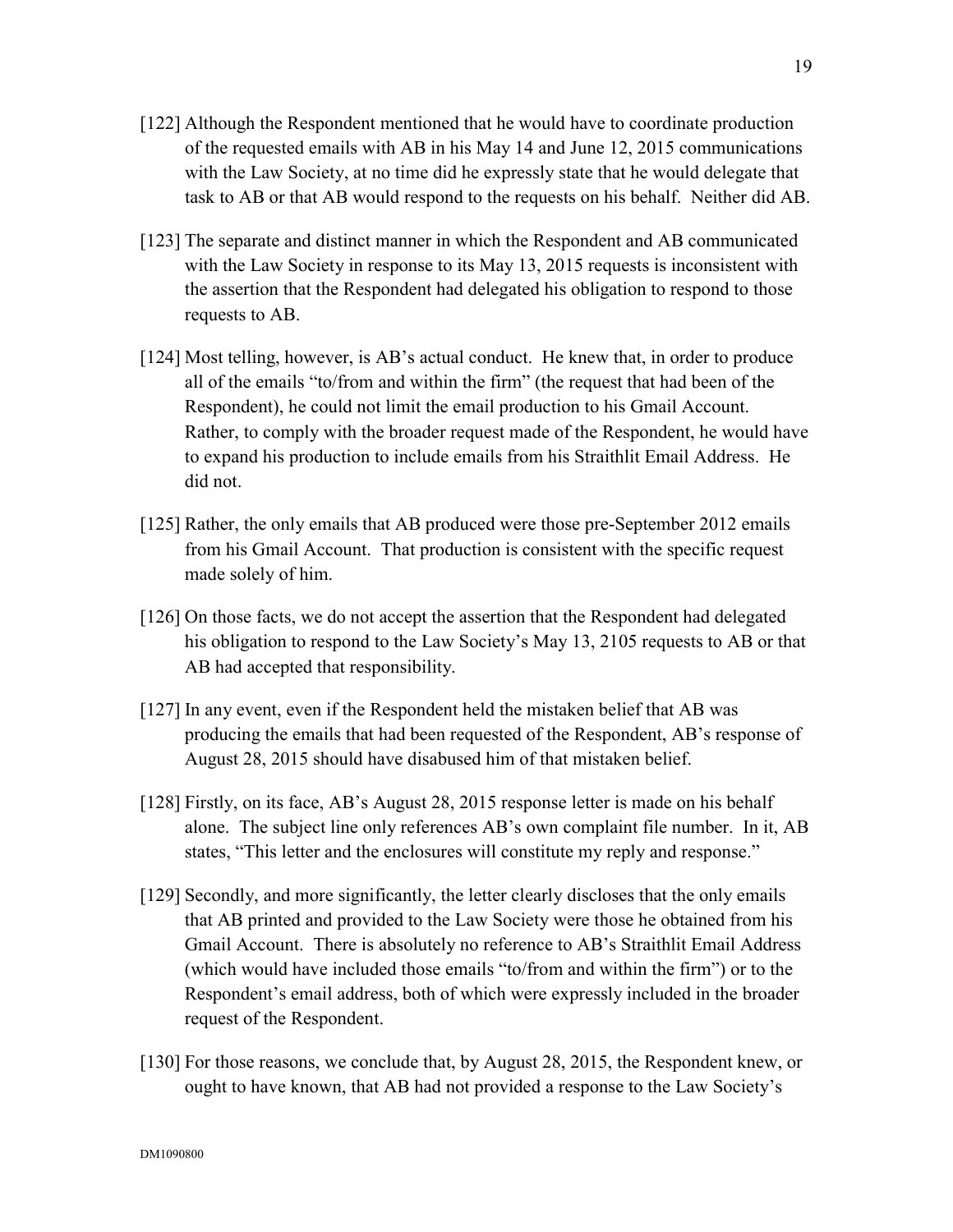[122] Although the Respondent mentioned that he would have to coordinate production of the requested emails with AB in his May 14 and June 12, 2015 communications with the Law Society, at no time did he expressly state that he would delegate that task to AB or that AB would respond to the requests on his behalf. Neither did AB.

[123] The separate and distinct manner in which the Respondent and AB communicated with the Law Society in response to its May 13, 2015 requests is inconsistent with the assertion that the Respondent had delegated his obligation to respond to those requests to AB.

[124] Most telling, however, is AB's actual conduct. He knew that, in order to produce all of the emails "to/from and within the firm" (the request that had been of the Respondent), he could not limit the email production to his Gmail Account. Rather, to comply with the broader request made of the Respondent, he would have to expand his production to include emails from his Straithlit Email Address. He did not.

[125] Rather, the only emails that AB produced were those pre-September 2012 emails from his Gmail Account. That production is consistent with the specific request made solely of him.

[126] On those facts, we do not accept the assertion that the Respondent had delegated his obligation to respond to the Law Society's May 13, 2105 requests to AB or that AB had accepted that responsibility.

[127] In any event, even if the Respondent held the mistaken belief that AB was producing the emails that had been requested of the Respondent, AB's response of August 28, 2015 should have disabused him of that mistaken belief.

[128] Firstly, on its face, AB's August 28, 2015 response letter is made on his behalf alone. The subject line only references AB's own complaint file number. In it, AB states, "This letter and the enclosures will constitute my reply and response."

[129] Secondly, and more significantly, the letter clearly discloses that the only emails that AB printed and provided to the Law Society were those he obtained from his Gmail Account. There is absolutely no reference to AB's Straithlit Email Address (which would have included those emails "to/from and within the firm") or to the Respondent's email address, both of which were expressly included in the broader request of the Respondent.

[130] For those reasons, we conclude that, by August 28, 2015, the Respondent knew, or ought to have known, that AB had not provided a response to the Law Society's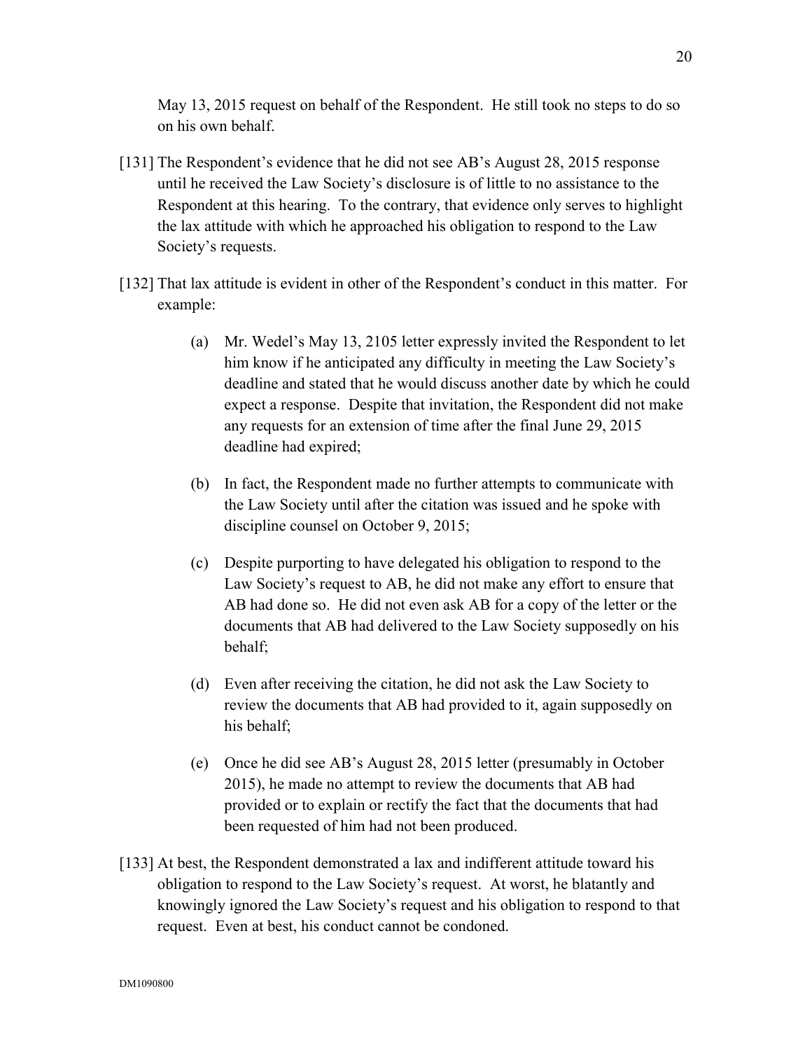May 13, 2015 request on behalf of the Respondent. He still took no steps to do so on his own behalf.

[131] The Respondent's evidence that he did not see AB's August 28, 2015 response until he received the Law Society's disclosure is of little to no assistance to the Respondent at this hearing. To the contrary, that evidence only serves to highlight the lax attitude with which he approached his obligation to respond to the Law Society's requests.

[132] That lax attitude is evident in other of the Respondent's conduct in this matter. For example:

(a) Mr. Wedel's May 13, 2105 letter expressly invited the Respondent to let him know if he anticipated any difficulty in meeting the Law Society's deadline and stated that he would discuss another date by which he could expect a response. Despite that invitation, the Respondent did not make any requests for an extension of time after the final June 29, 2015 deadline had expired;

(b) In fact, the Respondent made no further attempts to communicate with the Law Society until after the citation was issued and he spoke with discipline counsel on October 9, 2015;

(c) Despite purporting to have delegated his obligation to respond to the Law Society's request to AB, he did not make any effort to ensure that AB had done so. He did not even ask AB for a copy of the letter or the documents that AB had delivered to the Law Society supposedly on his behalf;

(d) Even after receiving the citation, he did not ask the Law Society to review the documents that AB had provided to it, again supposedly on his behalf;

(e) Once he did see AB's August 28, 2015 letter (presumably in October 2015), he made no attempt to review the documents that AB had provided or to explain or rectify the fact that the documents that had been requested of him had not been produced.

[133] At best, the Respondent demonstrated a lax and indifferent attitude toward his obligation to respond to the Law Society's request. At worst, he blatantly and knowingly ignored the Law Society's request and his obligation to respond to that request. Even at best, his conduct cannot be condoned.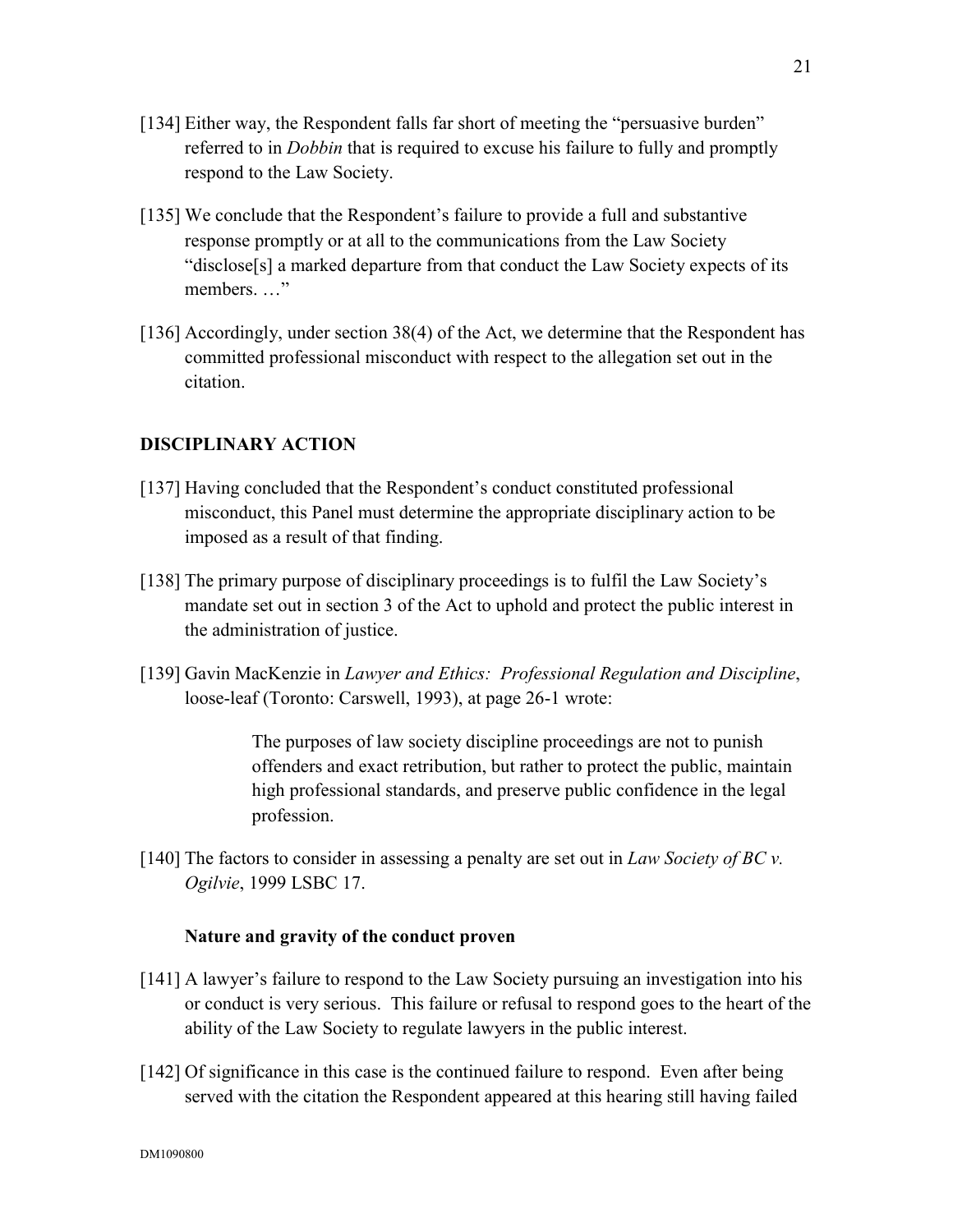[134] Either way, the Respondent falls far short of meeting the "persuasive burden" referred to in *Dobbin* that is required to excuse his failure to fully and promptly respond to the Law Society.

[135] We conclude that the Respondent's failure to provide a full and substantive response promptly or at all to the communications from the Law Society "disclose[s] a marked departure from that conduct the Law Society expects of its members. …"

[136] Accordingly, under section 38(4) of the Act, we determine that the Respondent has committed professional misconduct with respect to the allegation set out in the citation.

## DISCIPLINARY ACTION

[137] Having concluded that the Respondent's conduct constituted professional misconduct, this Panel must determine the appropriate disciplinary action to be imposed as a result of that finding.

[138] The primary purpose of disciplinary proceedings is to fulfil the Law Society's mandate set out in section 3 of the Act to uphold and protect the public interest in the administration of justice.

[139] Gavin MacKenzie in *Lawyer and Ethics: Professional Regulation and Discipline*, loose-leaf (Toronto: Carswell, 1993), at page 26-1 wrote:

> The purposes of law society discipline proceedings are not to punish offenders and exact retribution, but rather to protect the public, maintain high professional standards, and preserve public confidence in the legal profession.

[140] The factors to consider in assessing a penalty are set out in *Law Society of BC v. Ogilvie*, 1999 LSBC 17.

### Nature and gravity of the conduct proven

[141] A lawyer's failure to respond to the Law Society pursuing an investigation into his or conduct is very serious. This failure or refusal to respond goes to the heart of the ability of the Law Society to regulate lawyers in the public interest.

[142] Of significance in this case is the continued failure to respond. Even after being served with the citation the Respondent appeared at this hearing still having failed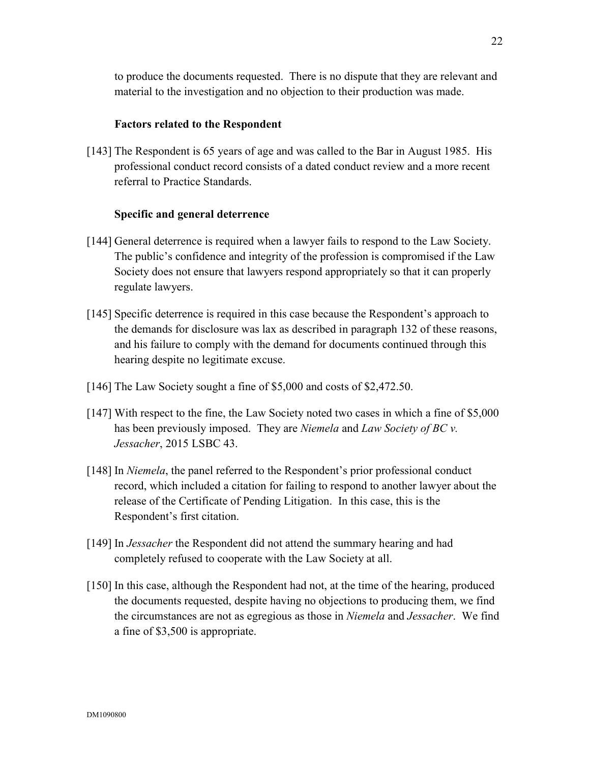to produce the documents requested. There is no dispute that they are relevant and material to the investigation and no objection to their production was made.

**Factors related to the Respondent**

[143] The Respondent is 65 years of age and was called to the Bar in August 1985. His professional conduct record consists of a dated conduct review and a more recent referral to Practice Standards.

**Specific and general deterrence**

[144] General deterrence is required when a lawyer fails to respond to the Law Society. The public's confidence and integrity of the profession is compromised if the Law Society does not ensure that lawyers respond appropriately so that it can properly regulate lawyers.

[145] Specific deterrence is required in this case because the Respondent's approach to the demands for disclosure was lax as described in paragraph 132 of these reasons, and his failure to comply with the demand for documents continued through this hearing despite no legitimate excuse.

[146] The Law Society sought a fine of $5,000 and costs of $2,472.50.

[147] With respect to the fine, the Law Society noted two cases in which a fine of $5,000 has been previously imposed. They are *Niemela* and *Law Society of BC v. Jessacher*, 2015 LSBC 43.

[148] In *Niemela*, the panel referred to the Respondent's prior professional conduct record, which included a citation for failing to respond to another lawyer about the release of the Certificate of Pending Litigation. In this case, this is the Respondent's first citation.

[149] In *Jessacher* the Respondent did not attend the summary hearing and had completely refused to cooperate with the Law Society at all.

[150] In this case, although the Respondent had not, at the time of the hearing, produced the documents requested, despite having no objections to producing them, we find the circumstances are not as egregious as those in *Niemela* and *Jessacher*. We find a fine of $3,500 is appropriate.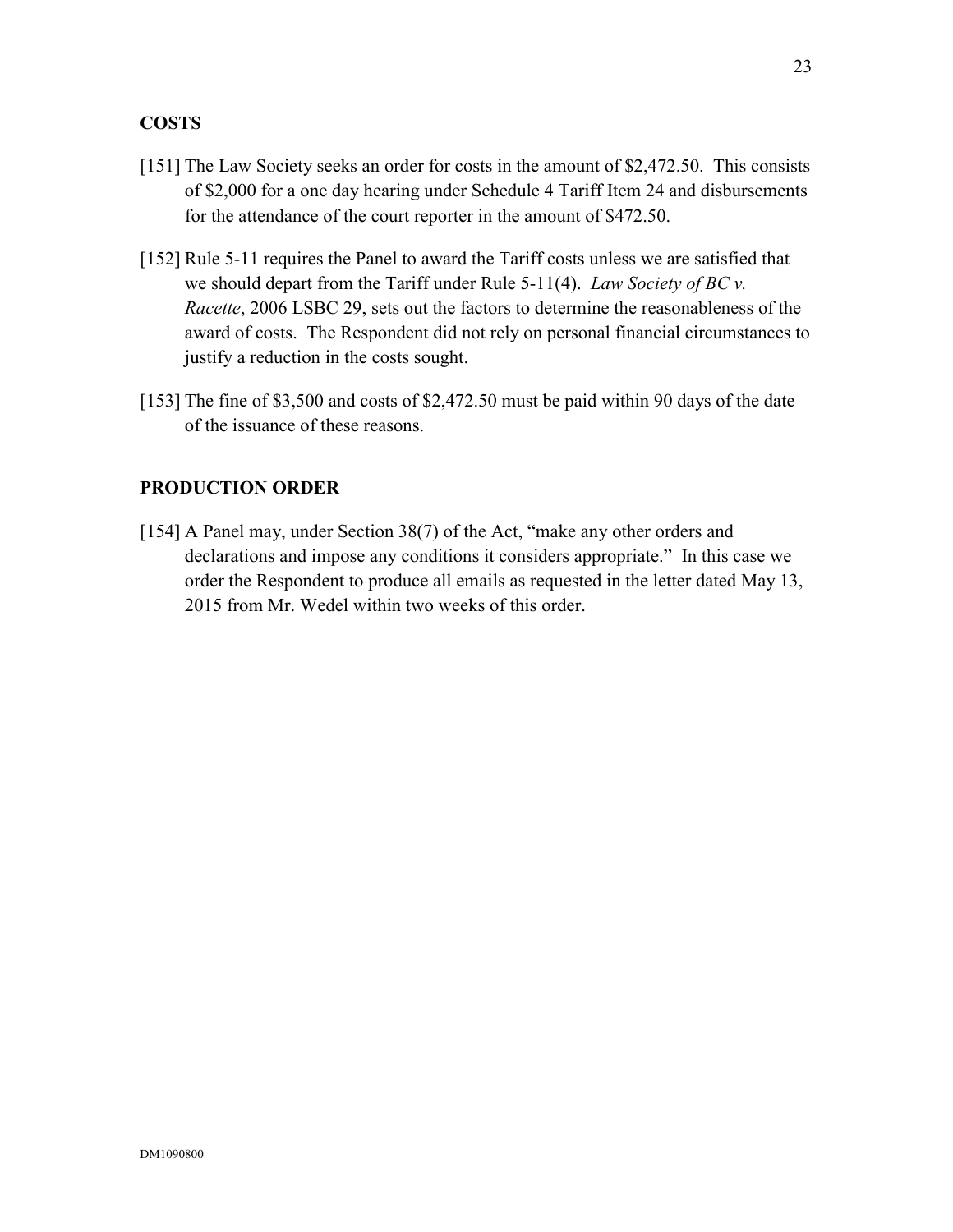## COSTS

[151] The Law Society seeks an order for costs in the amount of $2,472.50. This consists of $2,000 for a one day hearing under Schedule 4 Tariff Item 24 and disbursements for the attendance of the court reporter in the amount of $472.50.

[152] Rule 5-11 requires the Panel to award the Tariff costs unless we are satisfied that we should depart from the Tariff under Rule 5-11(4). *Law Society of BC v. Racette*, 2006 LSBC 29, sets out the factors to determine the reasonableness of the award of costs. The Respondent did not rely on personal financial circumstances to justify a reduction in the costs sought.

[153] The fine of $3,500 and costs of $2,472.50 must be paid within 90 days of the date of the issuance of these reasons.

## PRODUCTION ORDER

[154] A Panel may, under Section 38(7) of the Act, "make any other orders and declarations and impose any conditions it considers appropriate." In this case we order the Respondent to produce all emails as requested in the letter dated May 13, 2015 from Mr. Wedel within two weeks of this order.

DM1090800